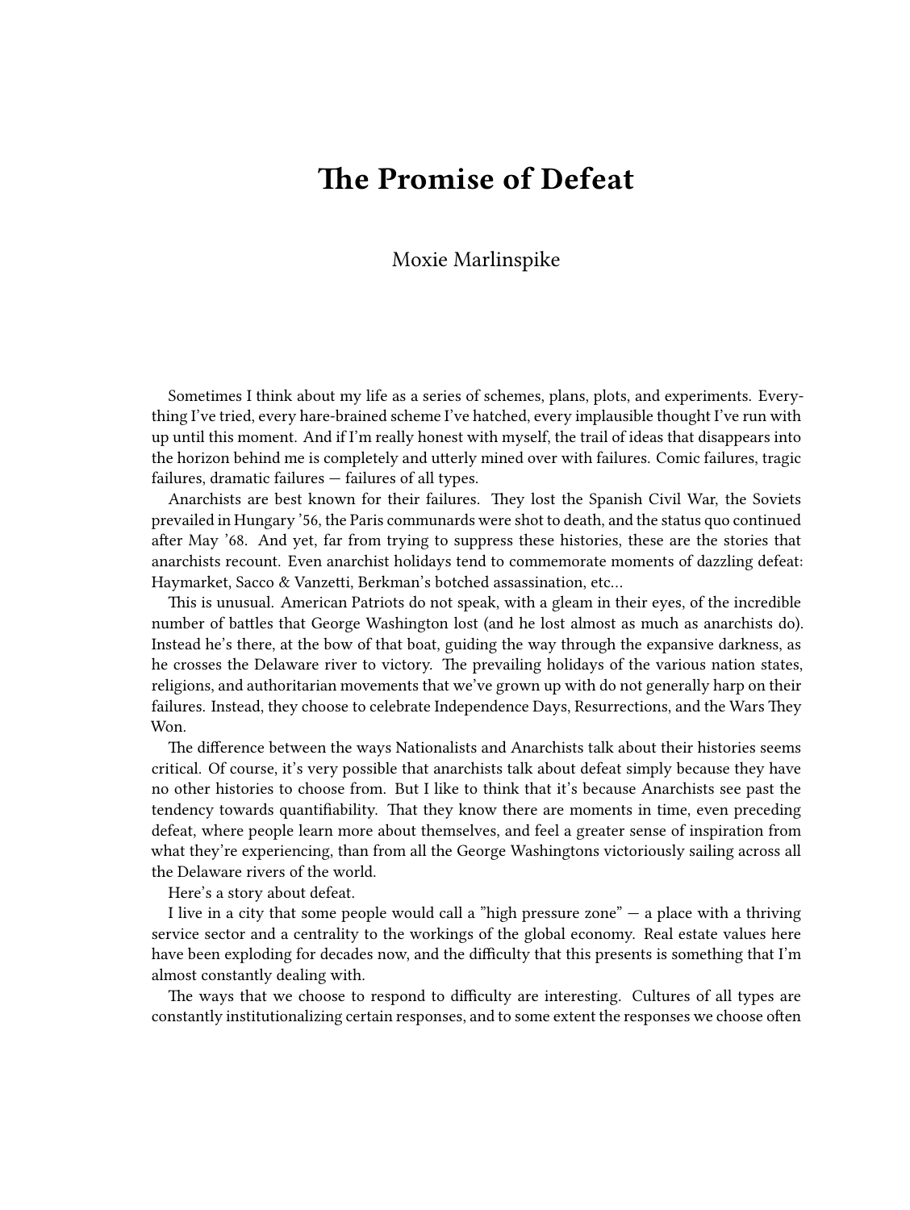# The Promise of Defeat

Moxie Marlinspike

Sometimes I think about my life as a series of schemes, plans, plots, and experiments. Everything I've tried, every hare-brained scheme I've hatched, every implausible thought I've run with up until this moment. And if I'm really honest with myself, the trail of ideas that disappears into the horizon behind me is completely and utterly mined over with failures. Comic failures, tragic failures, dramatic failures — failures of all types.

Anarchists are best known for their failures. They lost the Spanish Civil War, the Soviets prevailed in Hungary '56, the Paris communards were shot to death, and the status quo continued after May '68. And yet, far from trying to suppress these histories, these are the stories that anarchists recount. Even anarchist holidays tend to commemorate moments of dazzling defeat: Haymarket, Sacco & Vanzetti, Berkman's botched assassination, etc…

This is unusual. American Patriots do not speak, with a gleam in their eyes, of the incredible number of battles that George Washington lost (and he lost almost as much as anarchists do). Instead he's there, at the bow of that boat, guiding the way through the expansive darkness, as he crosses the Delaware river to victory. The prevailing holidays of the various nation states, religions, and authoritarian movements that we've grown up with do not generally harp on their failures. Instead, they choose to celebrate Independence Days, Resurrections, and the Wars They Won.

The difference between the ways Nationalists and Anarchists talk about their histories seems critical. Of course, it's very possible that anarchists talk about defeat simply because they have no other histories to choose from. But I like to think that it's because Anarchists see past the tendency towards quantifiability. That they know there are moments in time, even preceding defeat, where people learn more about themselves, and feel a greater sense of inspiration from what they're experiencing, than from all the George Washingtons victoriously sailing across all the Delaware rivers of the world.

Here's a story about defeat.

I live in a city that some people would call a "high pressure zone" — a place with a thriving service sector and a centrality to the workings of the global economy. Real estate values here have been exploding for decades now, and the difficulty that this presents is something that I'm almost constantly dealing with.

The ways that we choose to respond to difficulty are interesting. Cultures of all types are constantly institutionalizing certain responses, and to some extent the responses we choose often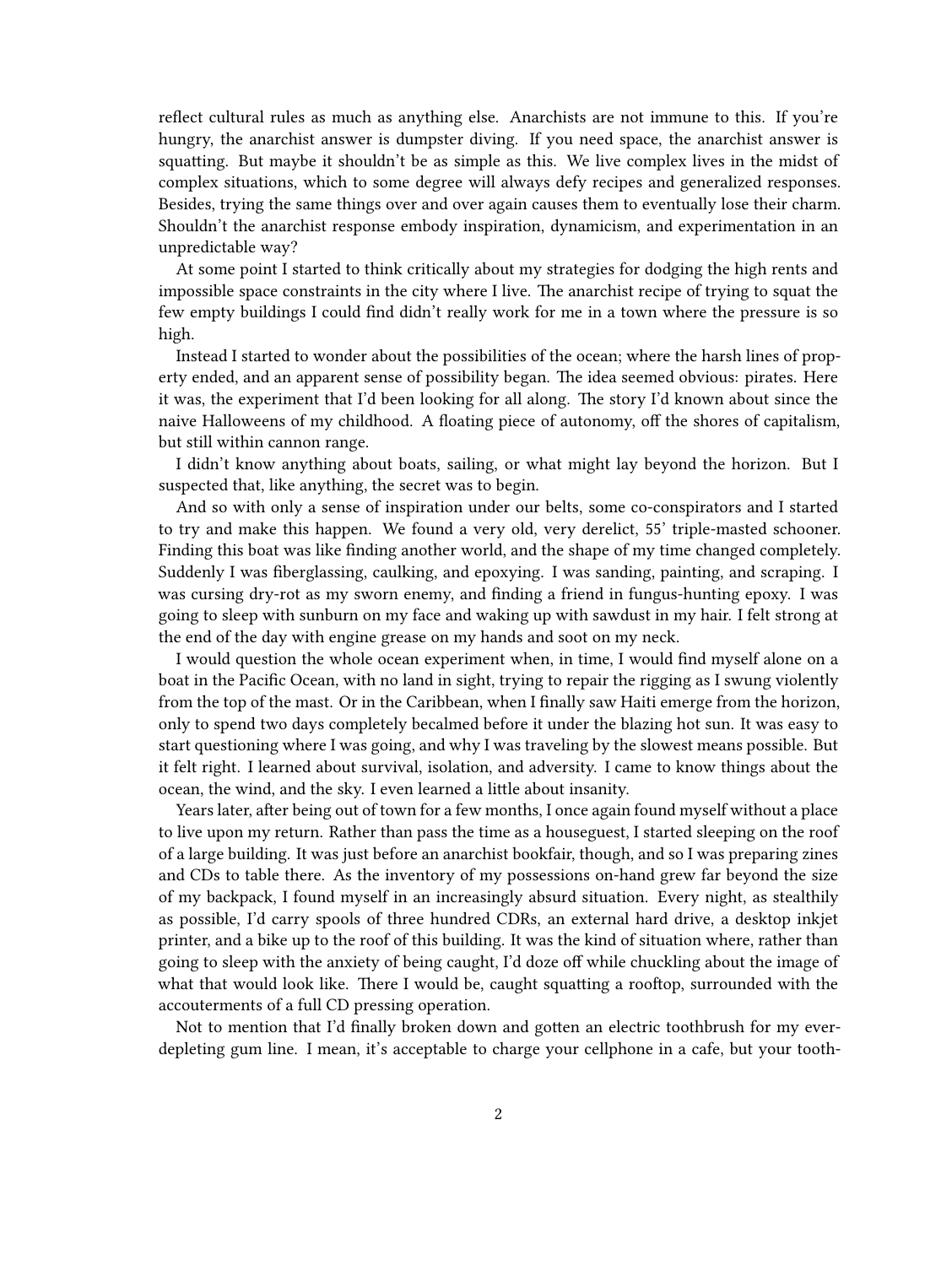reflect cultural rules as much as anything else. Anarchists are not immune to this. If you're hungry, the anarchist answer is dumpster diving. If you need space, the anarchist answer is squatting. But maybe it shouldn't be as simple as this. We live complex lives in the midst of complex situations, which to some degree will always defy recipes and generalized responses. Besides, trying the same things over and over again causes them to eventually lose their charm. Shouldn't the anarchist response embody inspiration, dynamicism, and experimentation in an unpredictable way?

At some point I started to think critically about my strategies for dodging the high rents and impossible space constraints in the city where I live. The anarchist recipe of trying to squat the few empty buildings I could find didn't really work for me in a town where the pressure is so high.

Instead I started to wonder about the possibilities of the ocean; where the harsh lines of property ended, and an apparent sense of possibility began. The idea seemed obvious: pirates. Here it was, the experiment that I'd been looking for all along. The story I'd known about since the naive Halloweens of my childhood. A floating piece of autonomy, off the shores of capitalism, but still within cannon range.

I didn't know anything about boats, sailing, or what might lay beyond the horizon. But I suspected that, like anything, the secret was to begin.

And so with only a sense of inspiration under our belts, some co-conspirators and I started to try and make this happen. We found a very old, very derelict, 55' triple-masted schooner. Finding this boat was like finding another world, and the shape of my time changed completely. Suddenly I was fiberglassing, caulking, and epoxying. I was sanding, painting, and scraping. I was cursing dry-rot as my sworn enemy, and finding a friend in fungus-hunting epoxy. I was going to sleep with sunburn on my face and waking up with sawdust in my hair. I felt strong at the end of the day with engine grease on my hands and soot on my neck.

I would question the whole ocean experiment when, in time, I would find myself alone on a boat in the Pacific Ocean, with no land in sight, trying to repair the rigging as I swung violently from the top of the mast. Or in the Caribbean, when I finally saw Haiti emerge from the horizon, only to spend two days completely becalmed before it under the blazing hot sun. It was easy to start questioning where I was going, and why I was traveling by the slowest means possible. But it felt right. I learned about survival, isolation, and adversity. I came to know things about the ocean, the wind, and the sky. I even learned a little about insanity.

Years later, after being out of town for a few months, I once again found myself without a place to live upon my return. Rather than pass the time as a houseguest, I started sleeping on the roof of a large building. It was just before an anarchist bookfair, though, and so I was preparing zines and CDs to table there. As the inventory of my possessions on-hand grew far beyond the size of my backpack, I found myself in an increasingly absurd situation. Every night, as stealthily as possible, I'd carry spools of three hundred CDRs, an external hard drive, a desktop inkjet printer, and a bike up to the roof of this building. It was the kind of situation where, rather than going to sleep with the anxiety of being caught, I'd doze off while chuckling about the image of what that would look like. There I would be, caught squatting a rooftop, surrounded with the accouterments of a full CD pressing operation.

Not to mention that I'd finally broken down and gotten an electric toothbrush for my ever-depleting gum line. I mean, it's acceptable to charge your cellphone in a cafe, but your tooth-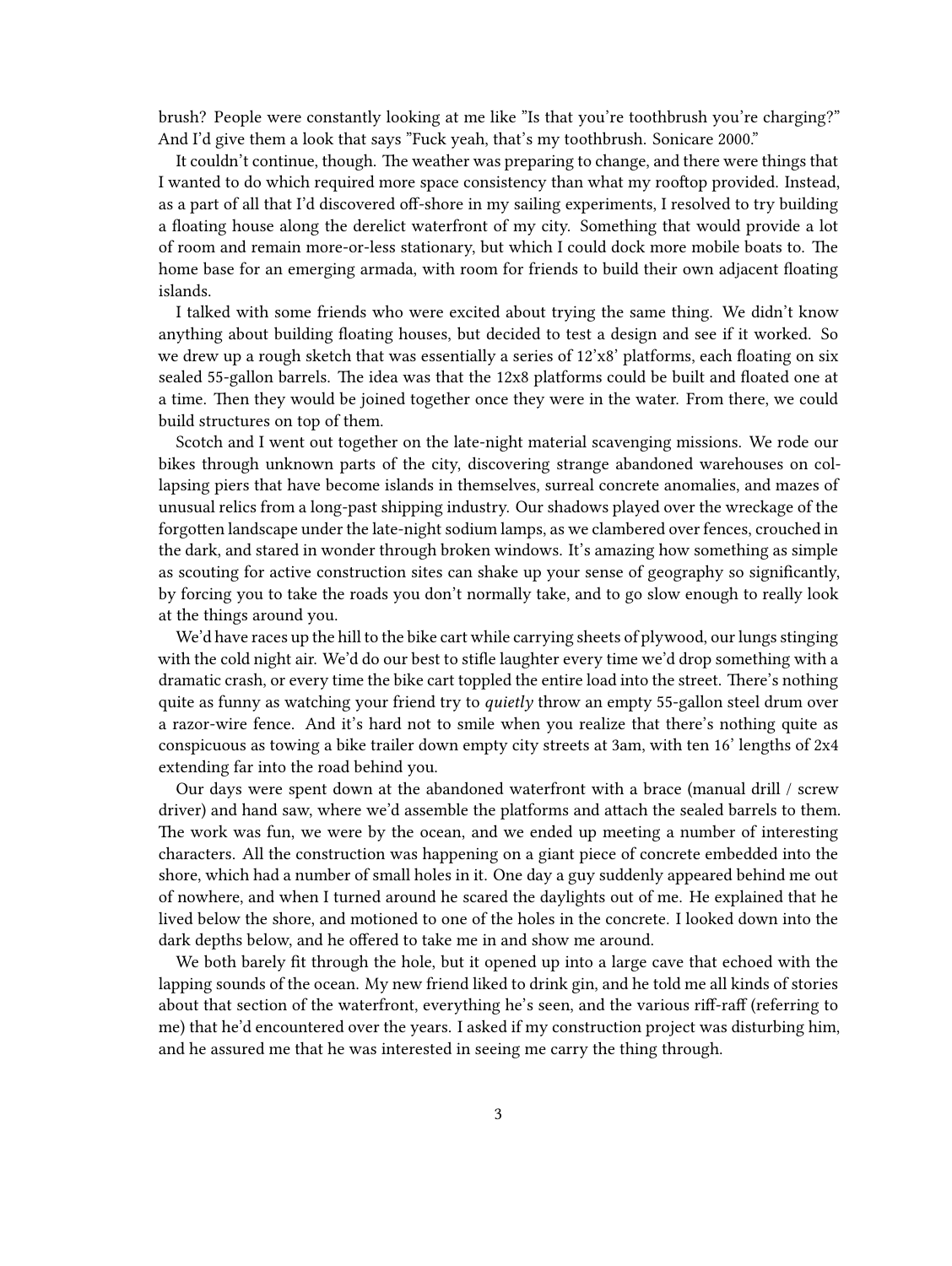brush? People were constantly looking at me like "Is that you're toothbrush you're charging?" And I'd give them a look that says "Fuck yeah, that's my toothbrush. Sonicare 2000."

It couldn't continue, though. The weather was preparing to change, and there were things that I wanted to do which required more space consistency than what my rooftop provided. Instead, as a part of all that I'd discovered off-shore in my sailing experiments, I resolved to try building a floating house along the derelict waterfront of my city. Something that would provide a lot of room and remain more-or-less stationary, but which I could dock more mobile boats to. The home base for an emerging armada, with room for friends to build their own adjacent floating islands.

I talked with some friends who were excited about trying the same thing. We didn't know anything about building floating houses, but decided to test a design and see if it worked. So we drew up a rough sketch that was essentially a series of 12'x8' platforms, each floating on six sealed 55-gallon barrels. The idea was that the 12x8 platforms could be built and floated one at a time. Then they would be joined together once they were in the water. From there, we could build structures on top of them.

Scotch and I went out together on the late-night material scavenging missions. We rode our bikes through unknown parts of the city, discovering strange abandoned warehouses on collapsing piers that have become islands in themselves, surreal concrete anomalies, and mazes of unusual relics from a long-past shipping industry. Our shadows played over the wreckage of the forgotten landscape under the late-night sodium lamps, as we clambered over fences, crouched in the dark, and stared in wonder through broken windows. It's amazing how something as simple as scouting for active construction sites can shake up your sense of geography so significantly, by forcing you to take the roads you don't normally take, and to go slow enough to really look at the things around you.

We'd have races up the hill to the bike cart while carrying sheets of plywood, our lungs stinging with the cold night air. We'd do our best to stifle laughter every time we'd drop something with a dramatic crash, or every time the bike cart toppled the entire load into the street. There's nothing quite as funny as watching your friend try to *quietly* throw an empty 55-gallon steel drum over a razor-wire fence. And it's hard not to smile when you realize that there's nothing quite as conspicuous as towing a bike trailer down empty city streets at 3am, with ten 16' lengths of 2x4 extending far into the road behind you.

Our days were spent down at the abandoned waterfront with a brace (manual drill / screw driver) and hand saw, where we'd assemble the platforms and attach the sealed barrels to them. The work was fun, we were by the ocean, and we ended up meeting a number of interesting characters. All the construction was happening on a giant piece of concrete embedded into the shore, which had a number of small holes in it. One day a guy suddenly appeared behind me out of nowhere, and when I turned around he scared the daylights out of me. He explained that he lived below the shore, and motioned to one of the holes in the concrete. I looked down into the dark depths below, and he offered to take me in and show me around.

We both barely fit through the hole, but it opened up into a large cave that echoed with the lapping sounds of the ocean. My new friend liked to drink gin, and he told me all kinds of stories about that section of the waterfront, everything he's seen, and the various riff-raff (referring to me) that he'd encountered over the years. I asked if my construction project was disturbing him, and he assured me that he was interested in seeing me carry the thing through.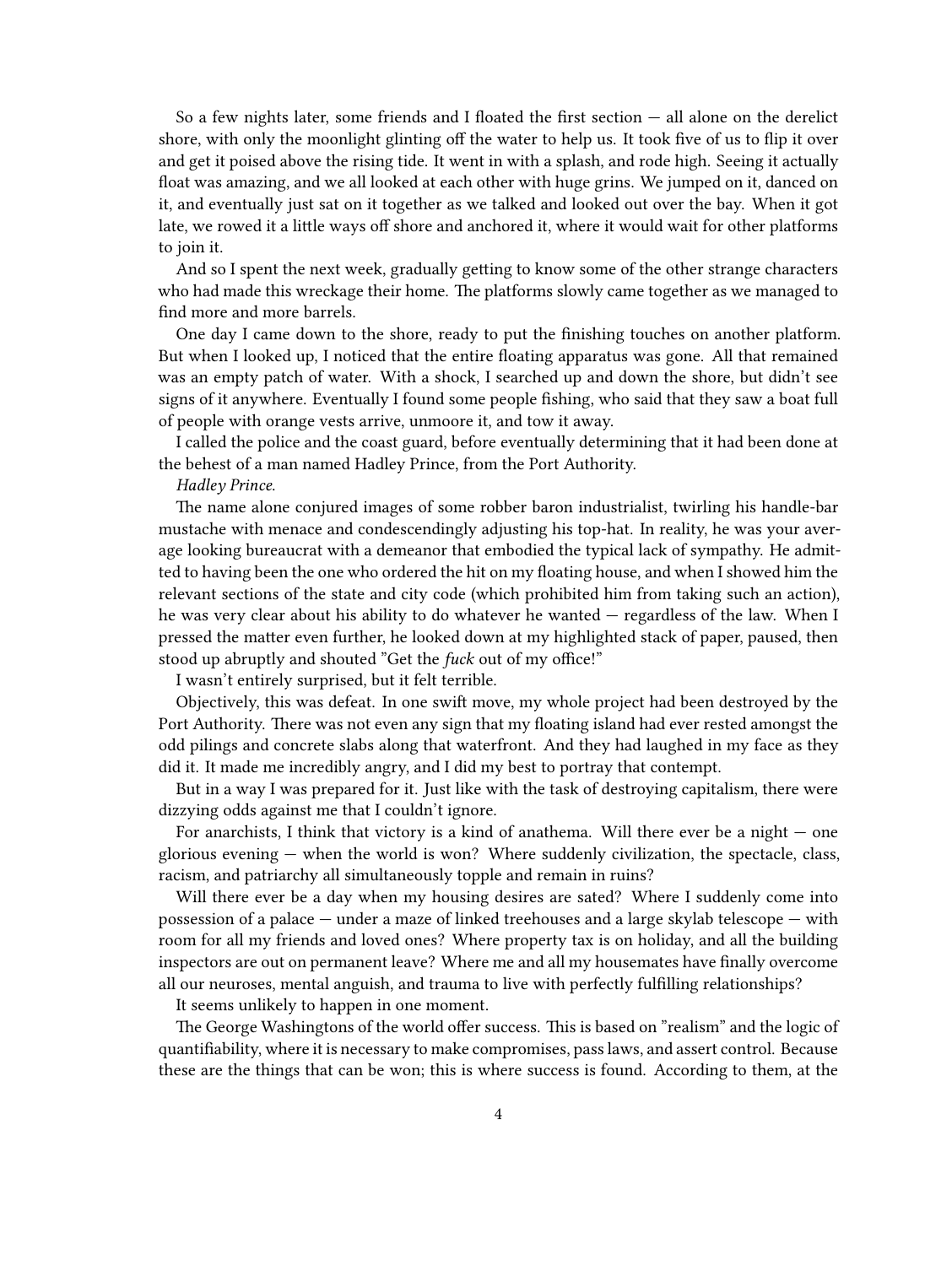So a few nights later, some friends and I floated the first section — all alone on the derelict shore, with only the moonlight glinting off the water to help us. It took five of us to flip it over and get it poised above the rising tide. It went in with a splash, and rode high. Seeing it actually float was amazing, and we all looked at each other with huge grins. We jumped on it, danced on it, and eventually just sat on it together as we talked and looked out over the bay. When it got late, we rowed it a little ways off shore and anchored it, where it would wait for other platforms to join it.

And so I spent the next week, gradually getting to know some of the other strange characters who had made this wreckage their home. The platforms slowly came together as we managed to find more and more barrels.

One day I came down to the shore, ready to put the finishing touches on another platform. But when I looked up, I noticed that the entire floating apparatus was gone. All that remained was an empty patch of water. With a shock, I searched up and down the shore, but didn't see signs of it anywhere. Eventually I found some people fishing, who said that they saw a boat full of people with orange vests arrive, unmoore it, and tow it away.

I called the police and the coast guard, before eventually determining that it had been done at the behest of a man named Hadley Prince, from the Port Authority.

*Hadley Prince*.

The name alone conjured images of some robber baron industrialist, twirling his handle-bar mustache with menace and condescendingly adjusting his top-hat. In reality, he was your average looking bureaucrat with a demeanor that embodied the typical lack of sympathy. He admitted to having been the one who ordered the hit on my floating house, and when I showed him the relevant sections of the state and city code (which prohibited him from taking such an action), he was very clear about his ability to do whatever he wanted — regardless of the law. When I pressed the matter even further, he looked down at my highlighted stack of paper, paused, then stood up abruptly and shouted "Get the *fuck* out of my office!"

I wasn't entirely surprised, but it felt terrible.

Objectively, this was defeat. In one swift move, my whole project had been destroyed by the Port Authority. There was not even any sign that my floating island had ever rested amongst the odd pilings and concrete slabs along that waterfront. And they had laughed in my face as they did it. It made me incredibly angry, and I did my best to portray that contempt.

But in a way I was prepared for it. Just like with the task of destroying capitalism, there were dizzying odds against me that I couldn't ignore.

For anarchists, I think that victory is a kind of anathema. Will there ever be a night — one glorious evening — when the world is won? Where suddenly civilization, the spectacle, class, racism, and patriarchy all simultaneously topple and remain in ruins?

Will there ever be a day when my housing desires are sated? Where I suddenly come into possession of a palace — under a maze of linked treehouses and a large skylab telescope — with room for all my friends and loved ones? Where property tax is on holiday, and all the building inspectors are out on permanent leave? Where me and all my housemates have finally overcome all our neuroses, mental anguish, and trauma to live with perfectly fulfilling relationships?

It seems unlikely to happen in one moment.

The George Washingtons of the world offer success. This is based on "realism" and the logic of quantifiability, where it is necessary to make compromises, pass laws, and assert control. Because these are the things that can be won; this is where success is found. According to them, at the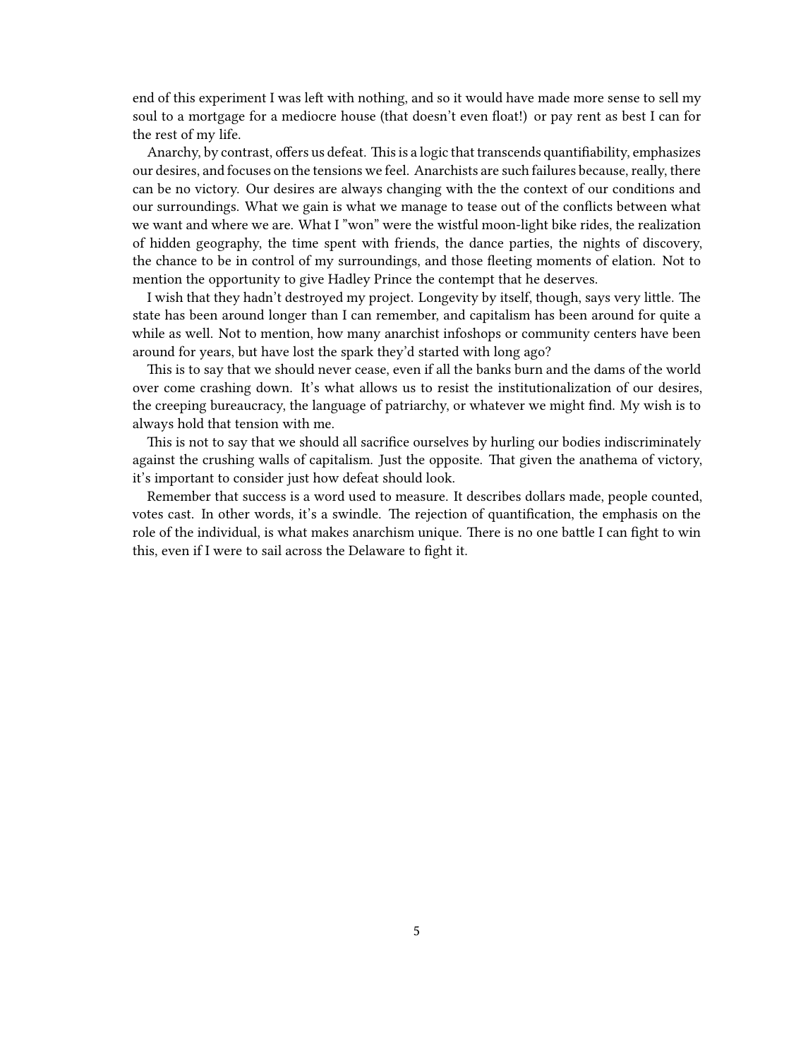end of this experiment I was left with nothing, and so it would have made more sense to sell my soul to a mortgage for a mediocre house (that doesn't even float!) or pay rent as best I can for the rest of my life.

Anarchy, by contrast, offers us defeat. This is a logic that transcends quantifiability, emphasizes our desires, and focuses on the tensions we feel. Anarchists are such failures because, really, there can be no victory. Our desires are always changing with the the context of our conditions and our surroundings. What we gain is what we manage to tease out of the conflicts between what we want and where we are. What I "won" were the wistful moon-light bike rides, the realization of hidden geography, the time spent with friends, the dance parties, the nights of discovery, the chance to be in control of my surroundings, and those fleeting moments of elation. Not to mention the opportunity to give Hadley Prince the contempt that he deserves.

I wish that they hadn't destroyed my project. Longevity by itself, though, says very little. The state has been around longer than I can remember, and capitalism has been around for quite a while as well. Not to mention, how many anarchist infoshops or community centers have been around for years, but have lost the spark they'd started with long ago?

This is to say that we should never cease, even if all the banks burn and the dams of the world over come crashing down. It's what allows us to resist the institutionalization of our desires, the creeping bureaucracy, the language of patriarchy, or whatever we might find. My wish is to always hold that tension with me.

This is not to say that we should all sacrifice ourselves by hurling our bodies indiscriminately against the crushing walls of capitalism. Just the opposite. That given the anathema of victory, it's important to consider just how defeat should look.

Remember that success is a word used to measure. It describes dollars made, people counted, votes cast. In other words, it's a swindle. The rejection of quantification, the emphasis on the role of the individual, is what makes anarchism unique. There is no one battle I can fight to win this, even if I were to sail across the Delaware to fight it.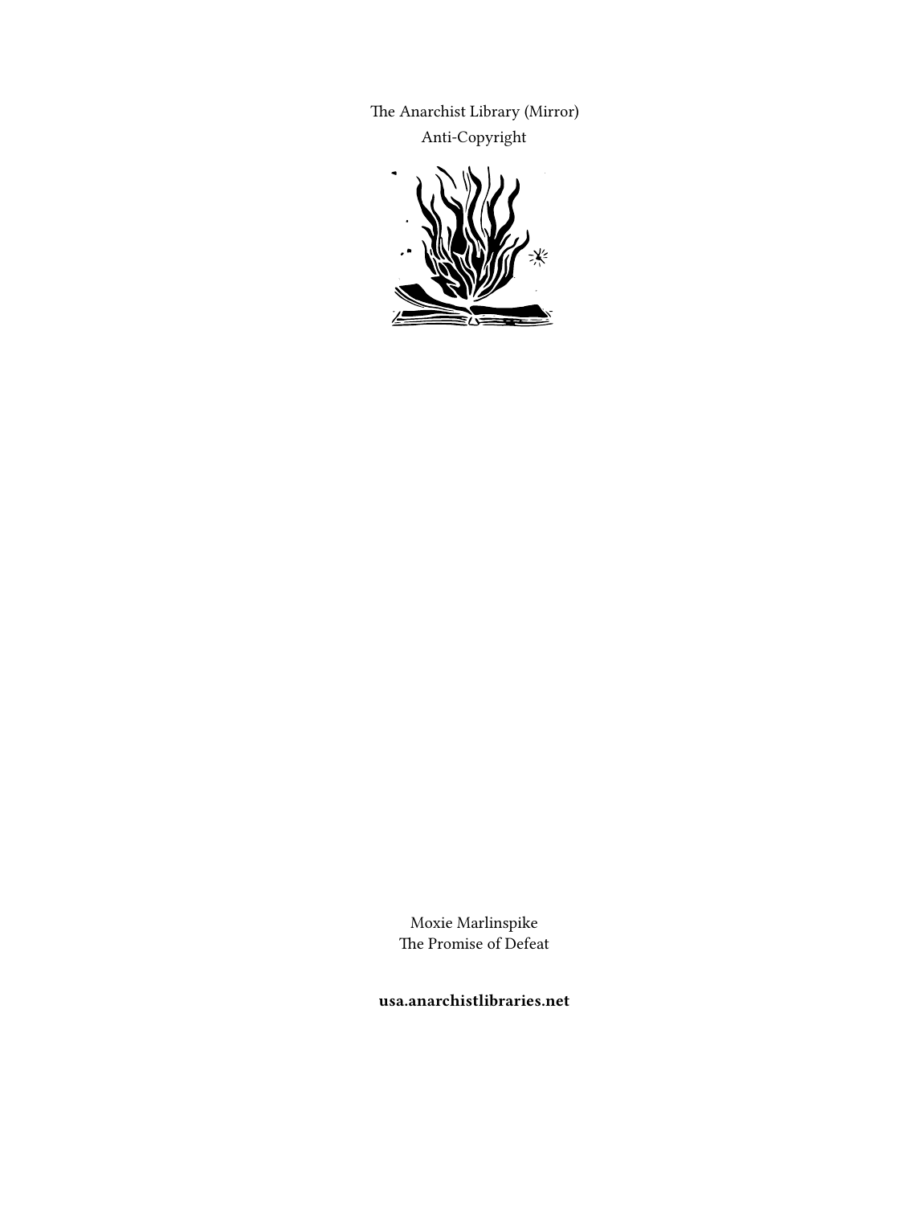The Anarchist Library (Mirror)
Anti-Copyright

Moxie Marlinspike
The Promise of Defeat

**usa.anarchistlibraries.net**